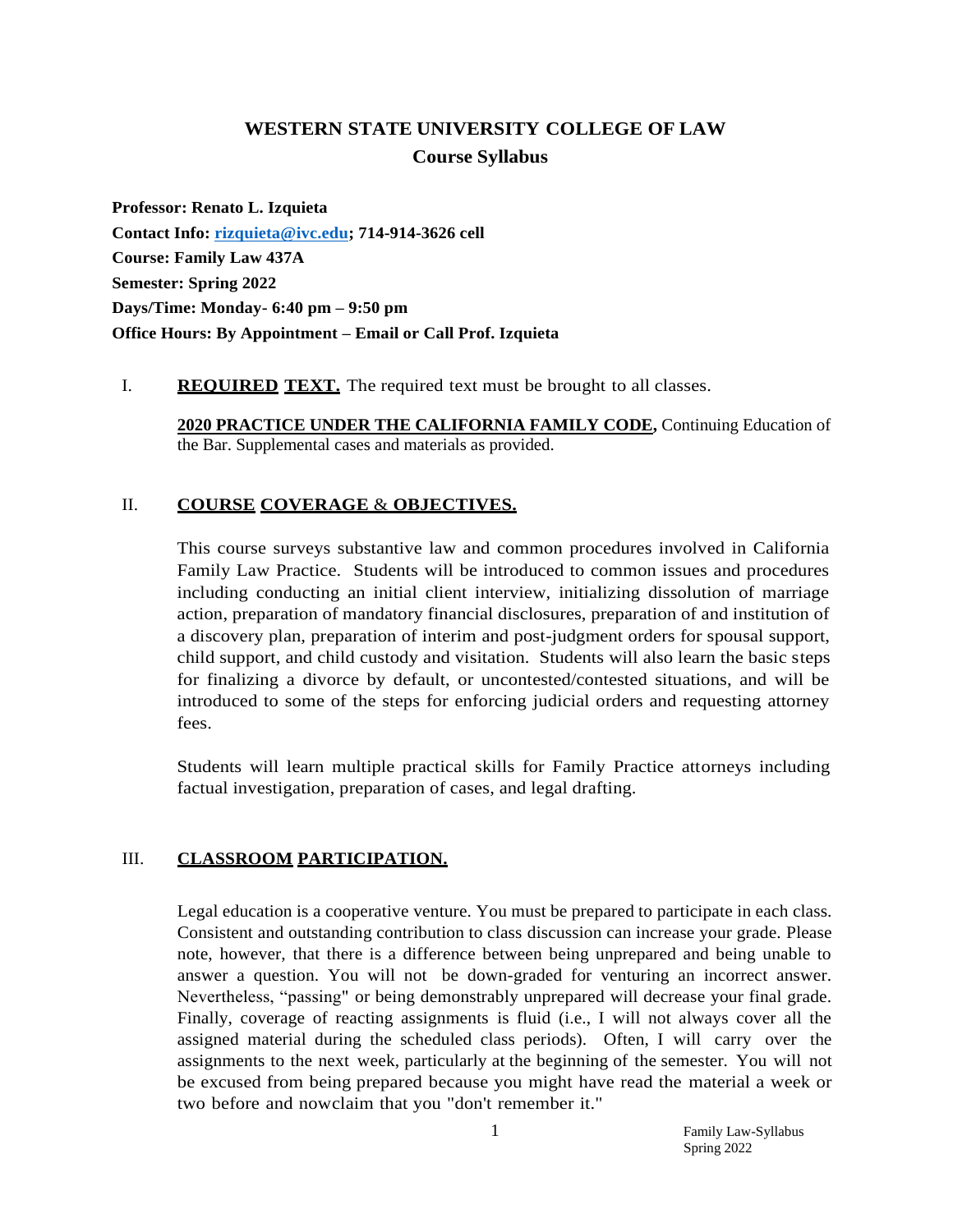# WESTERN STATE UNIVERSITY COLLEGE OF LAW

## Course Syllabus

**Professor: Renato L. Izquieta**
**Contact Info: rizquieta@ivc.edu; 714-914-3626 cell**
**Course: Family Law 437A**
**Semester: Spring 2022**
**Days/Time: Monday- 6:40 pm – 9:50 pm**
**Office Hours: By Appointment – Email or Call Prof. Izquieta**

## I. REQUIRED TEXT.

The required text must be brought to all classes.

**2020 PRACTICE UNDER THE CALIFORNIA FAMILY CODE,** Continuing Education of the Bar. Supplemental cases and materials as provided.

## II. COURSE COVERAGE & OBJECTIVES.

This course surveys substantive law and common procedures involved in California Family Law Practice. Students will be introduced to common issues and procedures including conducting an initial client interview, initializing dissolution of marriage action, preparation of mandatory financial disclosures, preparation of and institution of a discovery plan, preparation of interim and post-judgment orders for spousal support, child support, and child custody and visitation. Students will also learn the basic steps for finalizing a divorce by default, or uncontested/contested situations, and will be introduced to some of the steps for enforcing judicial orders and requesting attorney fees.

Students will learn multiple practical skills for Family Practice attorneys including factual investigation, preparation of cases, and legal drafting.

## III. CLASSROOM PARTICIPATION.

Legal education is a cooperative venture. You must be prepared to participate in each class. Consistent and outstanding contribution to class discussion can increase your grade. Please note, however, that there is a difference between being unprepared and being unable to answer a question. You will not be down-graded for venturing an incorrect answer. Nevertheless, "passing" or being demonstrably unprepared will decrease your final grade. Finally, coverage of reacting assignments is fluid (i.e., I will not always cover all the assigned material during the scheduled class periods). Often, I will carry over the assignments to the next week, particularly at the beginning of the semester. You will not be excused from being prepared because you might have read the material a week or two before and nowclaim that you "don't remember it."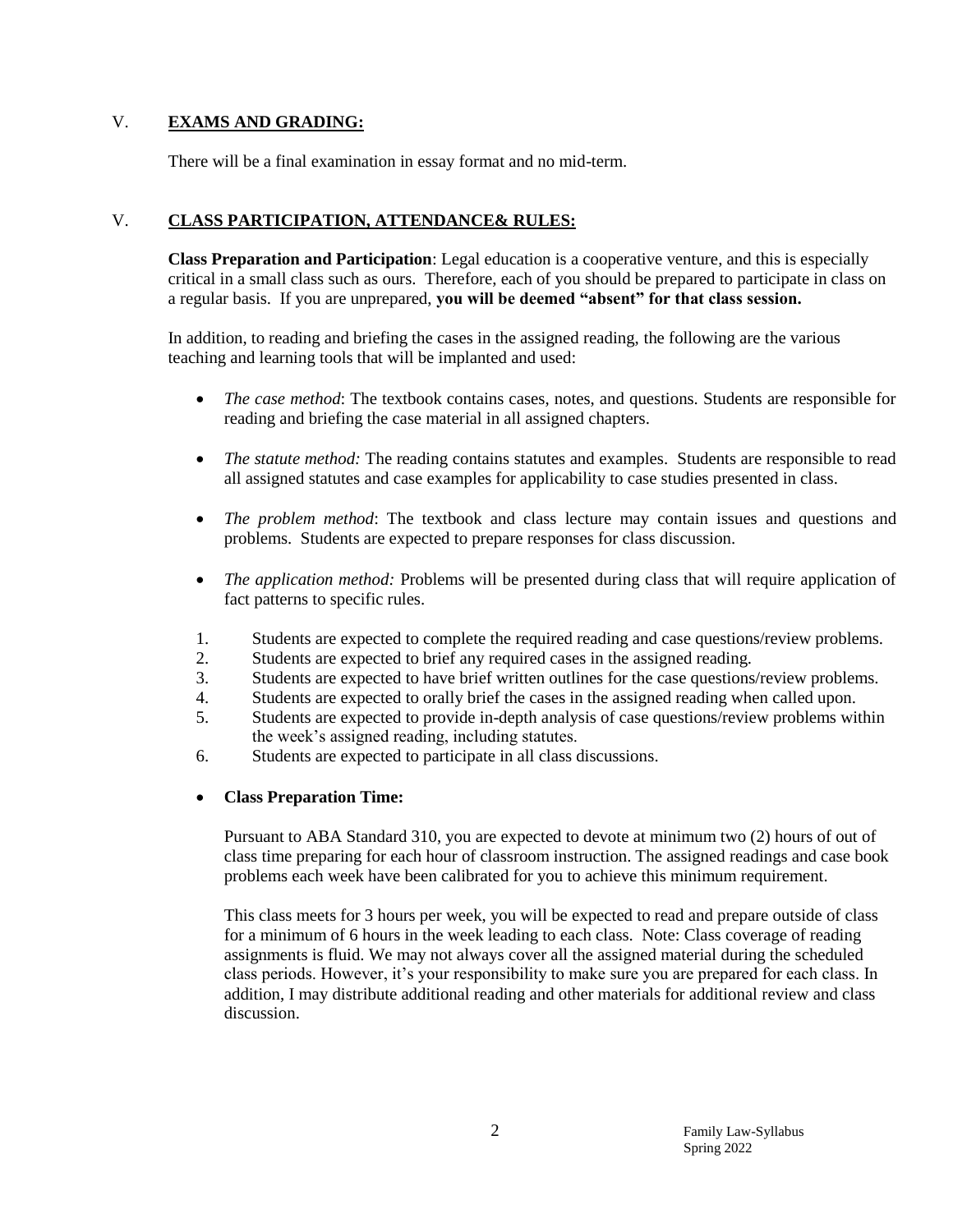## V. **EXAMS AND GRADING:**

There will be a final examination in essay format and no mid-term.

## V. **CLASS PARTICIPATION, ATTENDANCE& RULES:**

**Class Preparation and Participation**: Legal education is a cooperative venture, and this is especially critical in a small class such as ours. Therefore, each of you should be prepared to participate in class on a regular basis. If you are unprepared, **you will be deemed "absent" for that class session.**

In addition, to reading and briefing the cases in the assigned reading, the following are the various teaching and learning tools that will be implanted and used:

- *The case method*: The textbook contains cases, notes, and questions. Students are responsible for reading and briefing the case material in all assigned chapters.
- *The statute method:* The reading contains statutes and examples. Students are responsible to read all assigned statutes and case examples for applicability to case studies presented in class.
- *The problem method*: The textbook and class lecture may contain issues and questions and problems. Students are expected to prepare responses for class discussion.
- *The application method:* Problems will be presented during class that will require application of fact patterns to specific rules.

1. Students are expected to complete the required reading and case questions/review problems.
2. Students are expected to brief any required cases in the assigned reading.
3. Students are expected to have brief written outlines for the case questions/review problems.
4. Students are expected to orally brief the cases in the assigned reading when called upon.
5. Students are expected to provide in-depth analysis of case questions/review problems within the week's assigned reading, including statutes.
6. Students are expected to participate in all class discussions.

- **Class Preparation Time:**

  Pursuant to ABA Standard 310, you are expected to devote at minimum two (2) hours of out of class time preparing for each hour of classroom instruction. The assigned readings and case book problems each week have been calibrated for you to achieve this minimum requirement.

  This class meets for 3 hours per week, you will be expected to read and prepare outside of class for a minimum of 6 hours in the week leading to each class. Note: Class coverage of reading assignments is fluid. We may not always cover all the assigned material during the scheduled class periods. However, it's your responsibility to make sure you are prepared for each class. In addition, I may distribute additional reading and other materials for additional review and class discussion.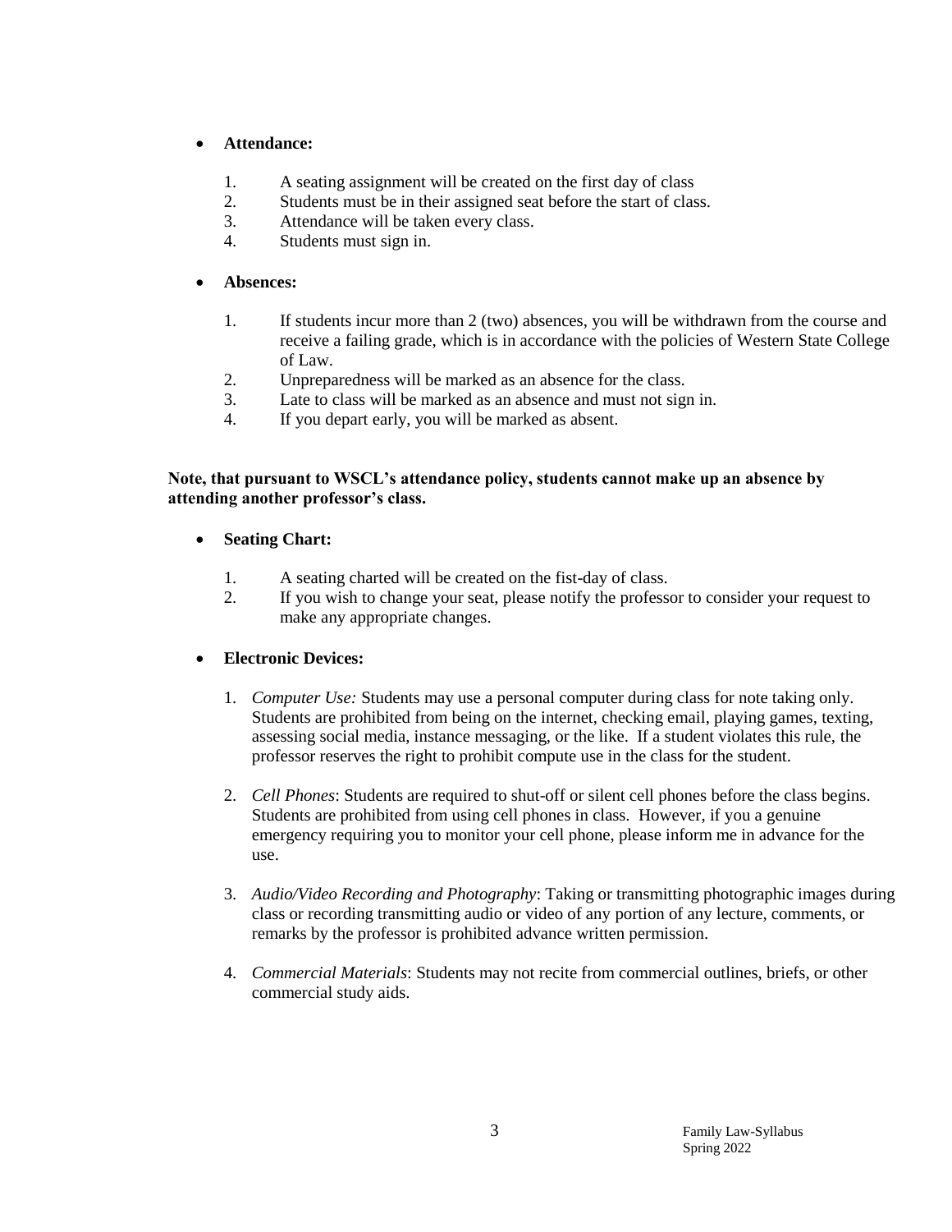- **Attendance:**

  1. A seating assignment will be created on the first day of class
  2. Students must be in their assigned seat before the start of class.
  3. Attendance will be taken every class.
  4. Students must sign in.

- **Absences:**

  1. If students incur more than 2 (two) absences, you will be withdrawn from the course and receive a failing grade, which is in accordance with the policies of Western State College of Law.
  2. Unpreparedness will be marked as an absence for the class.
  3. Late to class will be marked as an absence and must not sign in.
  4. If you depart early, you will be marked as absent.

**Note, that pursuant to WSCL's attendance policy, students cannot make up an absence by attending another professor's class.**

- **Seating Chart:**

  1. A seating charted will be created on the fist-day of class.
  2. If you wish to change your seat, please notify the professor to consider your request to make any appropriate changes.

- **Electronic Devices:**

  1. *Computer Use:* Students may use a personal computer during class for note taking only. Students are prohibited from being on the internet, checking email, playing games, texting, assessing social media, instance messaging, or the like. If a student violates this rule, the professor reserves the right to prohibit compute use in the class for the student.

  2. *Cell Phones*: Students are required to shut-off or silent cell phones before the class begins. Students are prohibited from using cell phones in class. However, if you a genuine emergency requiring you to monitor your cell phone, please inform me in advance for the use.

  3. *Audio/Video Recording and Photography*: Taking or transmitting photographic images during class or recording transmitting audio or video of any portion of any lecture, comments, or remarks by the professor is prohibited advance written permission.

  4. *Commercial Materials*: Students may not recite from commercial outlines, briefs, or other commercial study aids.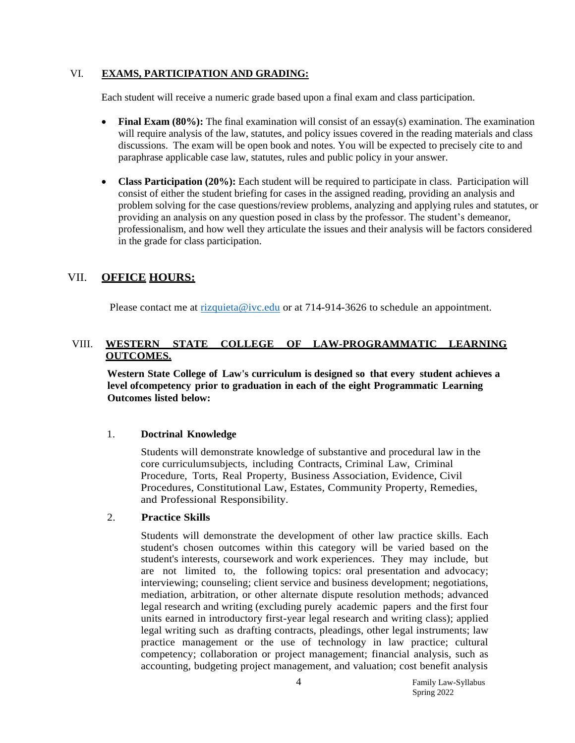## VI. EXAMS, PARTICIPATION AND GRADING:

Each student will receive a numeric grade based upon a final exam and class participation.

- **Final Exam (80%):** The final examination will consist of an essay(s) examination. The examination will require analysis of the law, statutes, and policy issues covered in the reading materials and class discussions. The exam will be open book and notes. You will be expected to precisely cite to and paraphrase applicable case law, statutes, rules and public policy in your answer.
- **Class Participation (20%):** Each student will be required to participate in class. Participation will consist of either the student briefing for cases in the assigned reading, providing an analysis and problem solving for the case questions/review problems, analyzing and applying rules and statutes, or providing an analysis on any question posed in class by the professor. The student's demeanor, professionalism, and how well they articulate the issues and their analysis will be factors considered in the grade for class participation.

## VII. OFFICE HOURS:

Please contact me at rizquieta@ivc.edu or at 714-914-3626 to schedule an appointment.

## VIII. WESTERN STATE COLLEGE OF LAW-PROGRAMMATIC LEARNING OUTCOMES.

**Western State College of Law's curriculum is designed so that every student achieves a level ofcompetency prior to graduation in each of the eight Programmatic Learning Outcomes listed below:**

1. **Doctrinal Knowledge**

   Students will demonstrate knowledge of substantive and procedural law in the core curriculumsubjects, including Contracts, Criminal Law, Criminal Procedure, Torts, Real Property, Business Association, Evidence, Civil Procedures, Constitutional Law, Estates, Community Property, Remedies, and Professional Responsibility.

2. **Practice Skills**

   Students will demonstrate the development of other law practice skills. Each student's chosen outcomes within this category will be varied based on the student's interests, coursework and work experiences. They may include, but are not limited to, the following topics: oral presentation and advocacy; interviewing; counseling; client service and business development; negotiations, mediation, arbitration, or other alternate dispute resolution methods; advanced legal research and writing (excluding purely academic papers and the first four units earned in introductory first-year legal research and writing class); applied legal writing such as drafting contracts, pleadings, other legal instruments; law practice management or the use of technology in law practice; cultural competency; collaboration or project management; financial analysis, such as accounting, budgeting project management, and valuation; cost benefit analysis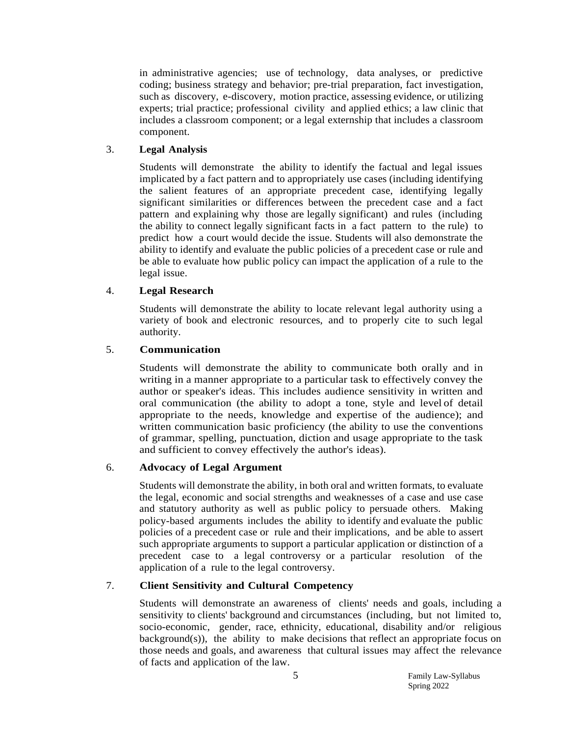in administrative agencies; use of technology, data analyses, or predictive coding; business strategy and behavior; pre-trial preparation, fact investigation, such as discovery, e-discovery, motion practice, assessing evidence, or utilizing experts; trial practice; professional civility and applied ethics; a law clinic that includes a classroom component; or a legal externship that includes a classroom component.

3. **Legal Analysis**

   Students will demonstrate the ability to identify the factual and legal issues implicated by a fact pattern and to appropriately use cases (including identifying the salient features of an appropriate precedent case, identifying legally significant similarities or differences between the precedent case and a fact pattern and explaining why those are legally significant) and rules (including the ability to connect legally significant facts in a fact pattern to the rule) to predict how a court would decide the issue. Students will also demonstrate the ability to identify and evaluate the public policies of a precedent case or rule and be able to evaluate how public policy can impact the application of a rule to the legal issue.

4. **Legal Research**

   Students will demonstrate the ability to locate relevant legal authority using a variety of book and electronic resources, and to properly cite to such legal authority.

5. **Communication**

   Students will demonstrate the ability to communicate both orally and in writing in a manner appropriate to a particular task to effectively convey the author or speaker's ideas. This includes audience sensitivity in written and oral communication (the ability to adopt a tone, style and level of detail appropriate to the needs, knowledge and expertise of the audience); and written communication basic proficiency (the ability to use the conventions of grammar, spelling, punctuation, diction and usage appropriate to the task and sufficient to convey effectively the author's ideas).

6. **Advocacy of Legal Argument**

   Students will demonstrate the ability, in both oral and written formats, to evaluate the legal, economic and social strengths and weaknesses of a case and use case and statutory authority as well as public policy to persuade others. Making policy-based arguments includes the ability to identify and evaluate the public policies of a precedent case or rule and their implications, and be able to assert such appropriate arguments to support a particular application or distinction of a precedent case to a legal controversy or a particular resolution of the application of a rule to the legal controversy.

7. **Client Sensitivity and Cultural Competency**

   Students will demonstrate an awareness of clients' needs and goals, including a sensitivity to clients' background and circumstances (including, but not limited to, socio-economic, gender, race, ethnicity, educational, disability and/or religious background(s)), the ability to make decisions that reflect an appropriate focus on those needs and goals, and awareness that cultural issues may affect the relevance of facts and application of the law.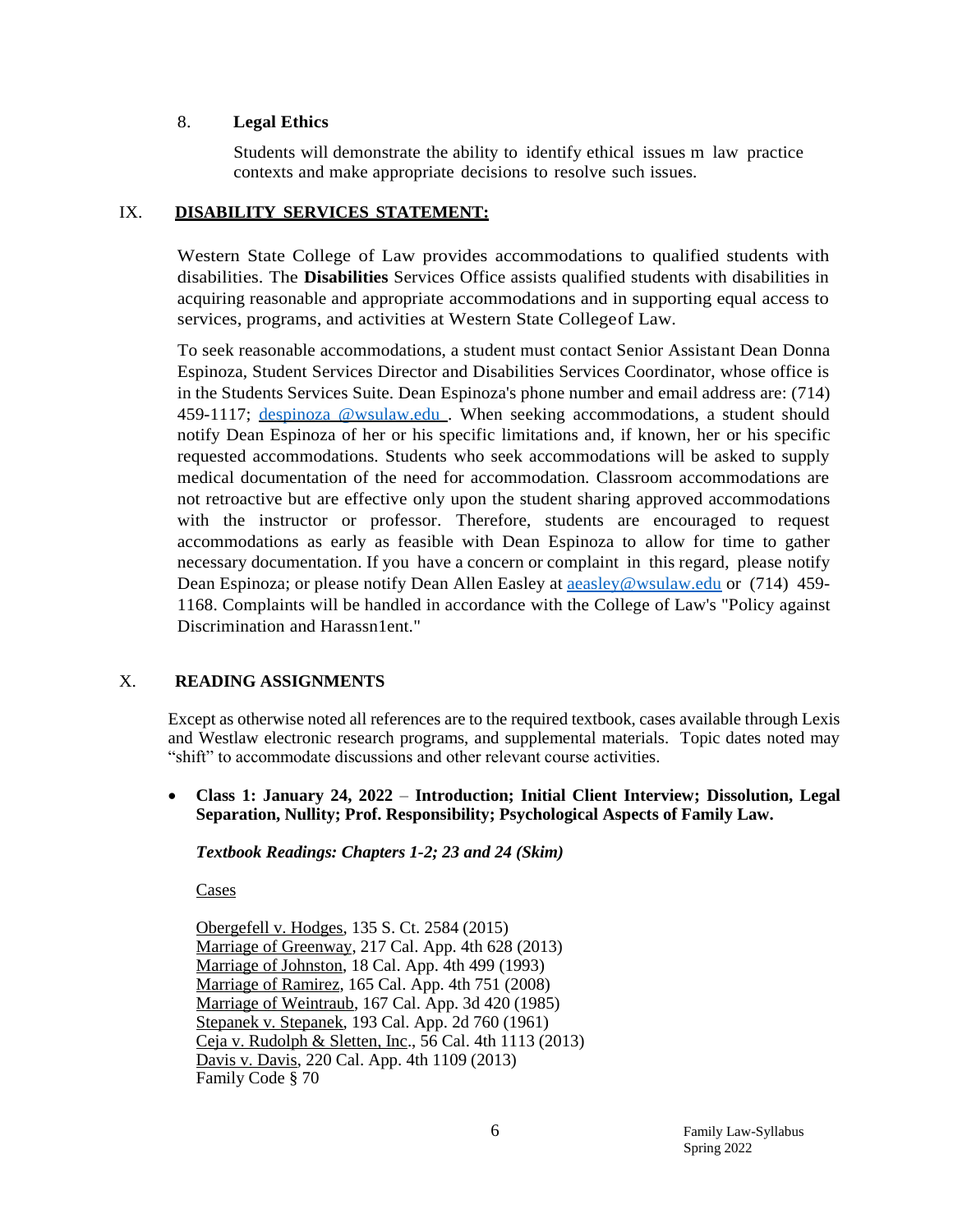8. **Legal Ethics**

Students will demonstrate the ability to identify ethical issues m law practice contexts and make appropriate decisions to resolve such issues.

## IX. DISABILITY SERVICES STATEMENT:

Western State College of Law provides accommodations to qualified students with disabilities. The **Disabilities** Services Office assists qualified students with disabilities in acquiring reasonable and appropriate accommodations and in supporting equal access to services, programs, and activities at Western State Collegeof Law.

To seek reasonable accommodations, a student must contact Senior Assistant Dean Donna Espinoza, Student Services Director and Disabilities Services Coordinator, whose office is in the Students Services Suite. Dean Espinoza's phone number and email address are: (714) 459-1117; despinoza @wsulaw.edu . When seeking accommodations, a student should notify Dean Espinoza of her or his specific limitations and, if known, her or his specific requested accommodations. Students who seek accommodations will be asked to supply medical documentation of the need for accommodation. Classroom accommodations are not retroactive but are effective only upon the student sharing approved accommodations with the instructor or professor. Therefore, students are encouraged to request accommodations as early as feasible with Dean Espinoza to allow for time to gather necessary documentation. If you have a concern or complaint in this regard, please notify Dean Espinoza; or please notify Dean Allen Easley at aeasley@wsulaw.edu or (714) 459-1168. Complaints will be handled in accordance with the College of Law's "Policy against Discrimination and Harassn1ent."

## X. READING ASSIGNMENTS

Except as otherwise noted all references are to the required textbook, cases available through Lexis and Westlaw electronic research programs, and supplemental materials. Topic dates noted may "shift" to accommodate discussions and other relevant course activities.

- **Class 1: January 24, 2022** – **Introduction; Initial Client Interview; Dissolution, Legal Separation, Nullity; Prof. Responsibility; Psychological Aspects of Family Law.**

  ***Textbook Readings: Chapters 1-2; 23 and 24 (Skim)***

  Cases

  Obergefell v. Hodges, 135 S. Ct. 2584 (2015)
  Marriage of Greenway, 217 Cal. App. 4th 628 (2013)
  Marriage of Johnston, 18 Cal. App. 4th 499 (1993)
  Marriage of Ramirez, 165 Cal. App. 4th 751 (2008)
  Marriage of Weintraub, 167 Cal. App. 3d 420 (1985)
  Stepanek v. Stepanek, 193 Cal. App. 2d 760 (1961)
  Ceja v. Rudolph & Sletten, Inc., 56 Cal. 4th 1113 (2013)
  Davis v. Davis, 220 Cal. App. 4th 1109 (2013)
  Family Code § 70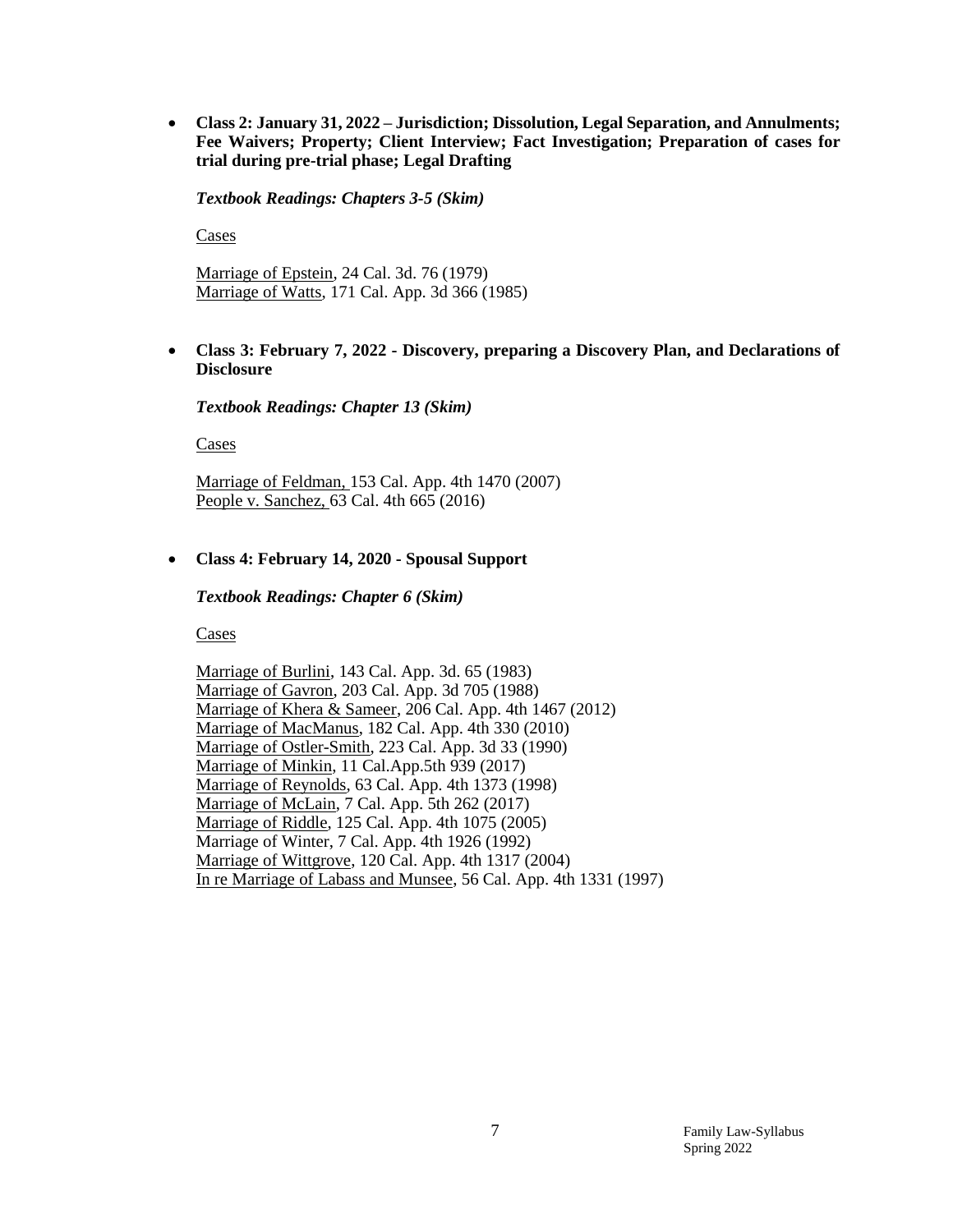- **Class 2: January 31, 2022 – Jurisdiction; Dissolution, Legal Separation, and Annulments; Fee Waivers; Property; Client Interview; Fact Investigation; Preparation of cases for trial during pre-trial phase; Legal Drafting**

  ***Textbook Readings: Chapters 3-5 (Skim)***

  <u>Cases</u>

  <u>Marriage of Epstein</u>, 24 Cal. 3d. 76 (1979)
  <u>Marriage of Watts</u>, 171 Cal. App. 3d 366 (1985)

- **Class 3: February 7, 2022 - Discovery, preparing a Discovery Plan, and Declarations of Disclosure**

  ***Textbook Readings: Chapter 13 (Skim)***

  <u>Cases</u>

  <u>Marriage of Feldman,</u> 153 Cal. App. 4th 1470 (2007)
  <u>People v. Sanchez,</u> 63 Cal. 4th 665 (2016)

- **Class 4: February 14, 2020 - Spousal Support**

  ***Textbook Readings: Chapter 6 (Skim)***

  <u>Cases</u>

  <u>Marriage of Burlini</u>, 143 Cal. App. 3d. 65 (1983)
  <u>Marriage of Gavron</u>, 203 Cal. App. 3d 705 (1988)
  <u>Marriage of Khera & Sameer</u>, 206 Cal. App. 4th 1467 (2012)
  <u>Marriage of MacManus</u>, 182 Cal. App. 4th 330 (2010)
  <u>Marriage of Ostler-Smith</u>, 223 Cal. App. 3d 33 (1990)
  <u>Marriage of Minkin</u>, 11 Cal.App.5th 939 (2017)
  <u>Marriage of Reynolds</u>, 63 Cal. App. 4th 1373 (1998)
  <u>Marriage of McLain</u>, 7 Cal. App. 5th 262 (2017)
  <u>Marriage of Riddle</u>, 125 Cal. App. 4th 1075 (2005)
  Marriage of Winter, 7 Cal. App. 4th 1926 (1992)
  <u>Marriage of Wittgrove</u>, 120 Cal. App. 4th 1317 (2004)
  <u>In re Marriage of Labass and Munsee</u>, 56 Cal. App. 4th 1331 (1997)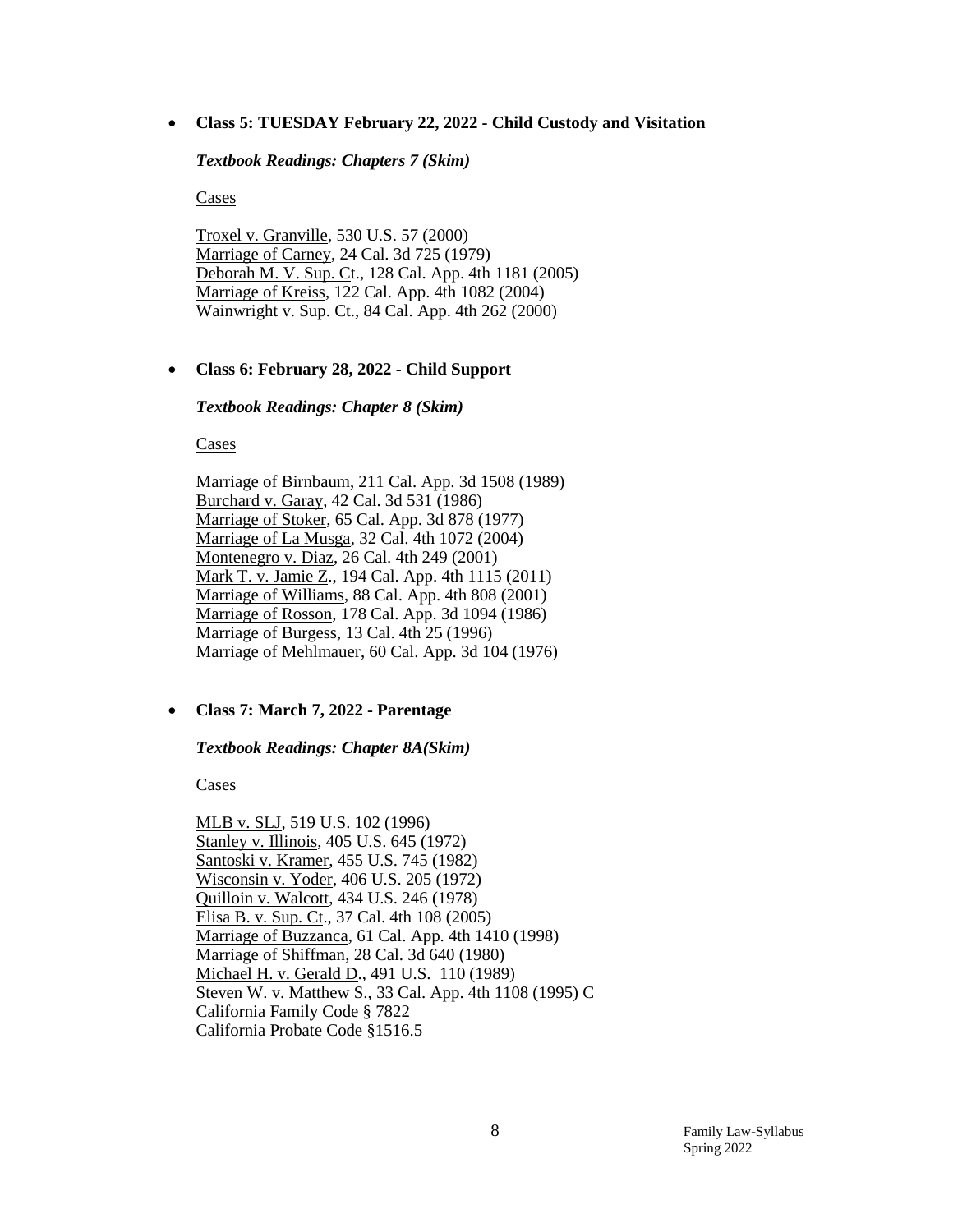- **Class 5: TUESDAY February 22, 2022 - Child Custody and Visitation**

  ***Textbook Readings: Chapters 7 (Skim)***

  Cases

  Troxel v. Granville, 530 U.S. 57 (2000)
  Marriage of Carney, 24 Cal. 3d 725 (1979)
  Deborah M. V. Sup. Ct., 128 Cal. App. 4th 1181 (2005)
  Marriage of Kreiss, 122 Cal. App. 4th 1082 (2004)
  Wainwright v. Sup. Ct., 84 Cal. App. 4th 262 (2000)

- **Class 6: February 28, 2022 - Child Support**

  ***Textbook Readings: Chapter 8 (Skim)***

  Cases

  Marriage of Birnbaum, 211 Cal. App. 3d 1508 (1989)
  Burchard v. Garay, 42 Cal. 3d 531 (1986)
  Marriage of Stoker, 65 Cal. App. 3d 878 (1977)
  Marriage of La Musga, 32 Cal. 4th 1072 (2004)
  Montenegro v. Diaz, 26 Cal. 4th 249 (2001)
  Mark T. v. Jamie Z., 194 Cal. App. 4th 1115 (2011)
  Marriage of Williams, 88 Cal. App. 4th 808 (2001)
  Marriage of Rosson, 178 Cal. App. 3d 1094 (1986)
  Marriage of Burgess, 13 Cal. 4th 25 (1996)
  Marriage of Mehlmauer, 60 Cal. App. 3d 104 (1976)

- **Class 7: March 7, 2022 - Parentage**

  ***Textbook Readings: Chapter 8A(Skim)***

  Cases

  MLB v. SLJ, 519 U.S. 102 (1996)
  Stanley v. Illinois, 405 U.S. 645 (1972)
  Santoski v. Kramer, 455 U.S. 745 (1982)
  Wisconsin v. Yoder, 406 U.S. 205 (1972)
  Quilloin v. Walcott, 434 U.S. 246 (1978)
  Elisa B. v. Sup. Ct., 37 Cal. 4th 108 (2005)
  Marriage of Buzzanca, 61 Cal. App. 4th 1410 (1998)
  Marriage of Shiffman, 28 Cal. 3d 640 (1980)
  Michael H. v. Gerald D., 491 U.S. 110 (1989)
  Steven W. v. Matthew S., 33 Cal. App. 4th 1108 (1995) C
  California Family Code § 7822
  California Probate Code §1516.5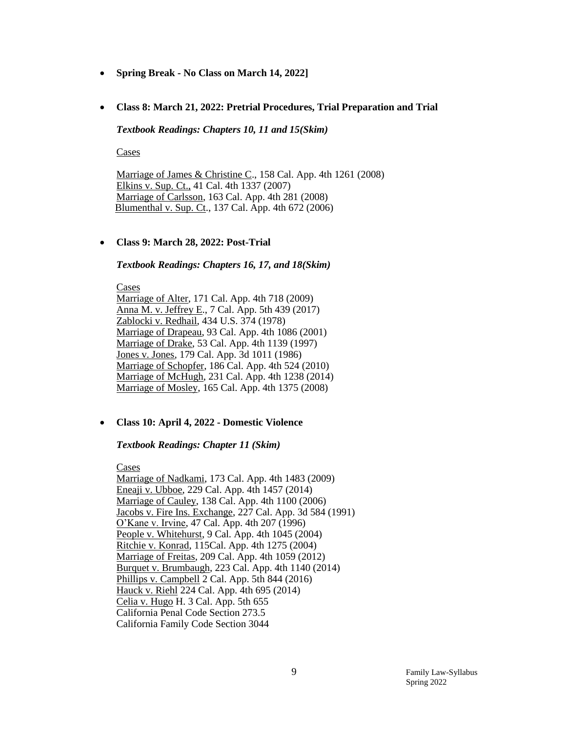- **Spring Break - No Class on March 14, 2022]**

- **Class 8: March 21, 2022: Pretrial Procedures, Trial Preparation and Trial**

  ***Textbook Readings: Chapters 10, 11 and 15(Skim)***

  Cases

  Marriage of James & Christine C., 158 Cal. App. 4th 1261 (2008)
  Elkins v. Sup. Ct., 41 Cal. 4th 1337 (2007)
  Marriage of Carlsson, 163 Cal. App. 4th 281 (2008)
  Blumenthal v. Sup. Ct., 137 Cal. App. 4th 672 (2006)

- **Class 9: March 28, 2022: Post-Trial**

  ***Textbook Readings: Chapters 16, 17, and 18(Skim)***

  Cases
  Marriage of Alter, 171 Cal. App. 4th 718 (2009)
  Anna M. v. Jeffrey E., 7 Cal. App. 5th 439 (2017)
  Zablocki v. Redhail, 434 U.S. 374 (1978)
  Marriage of Drapeau, 93 Cal. App. 4th 1086 (2001)
  Marriage of Drake, 53 Cal. App. 4th 1139 (1997)
  Jones v. Jones, 179 Cal. App. 3d 1011 (1986)
  Marriage of Schopfer, 186 Cal. App. 4th 524 (2010)
  Marriage of McHugh, 231 Cal. App. 4th 1238 (2014)
  Marriage of Mosley, 165 Cal. App. 4th 1375 (2008)

- **Class 10: April 4, 2022 - Domestic Violence**

  ***Textbook Readings: Chapter 11 (Skim)***

  Cases
  Marriage of Nadkami, 173 Cal. App. 4th 1483 (2009)
  Eneaji v. Ubboe, 229 Cal. App. 4th 1457 (2014)
  Marriage of Cauley, 138 Cal. App. 4th 1100 (2006)
  Jacobs v. Fire Ins. Exchange, 227 Cal. App. 3d 584 (1991)
  O'Kane v. Irvine, 47 Cal. App. 4th 207 (1996)
  People v. Whitehurst, 9 Cal. App. 4th 1045 (2004)
  Ritchie v. Konrad, 115Cal. App. 4th 1275 (2004)
  Marriage of Freitas, 209 Cal. App. 4th 1059 (2012)
  Burquet v. Brumbaugh, 223 Cal. App. 4th 1140 (2014)
  Phillips v. Campbell 2 Cal. App. 5th 844 (2016)
  Hauck v. Riehl 224 Cal. App. 4th 695 (2014)
  Celia v. Hugo H. 3 Cal. App. 5th 655
  California Penal Code Section 273.5
  California Family Code Section 3044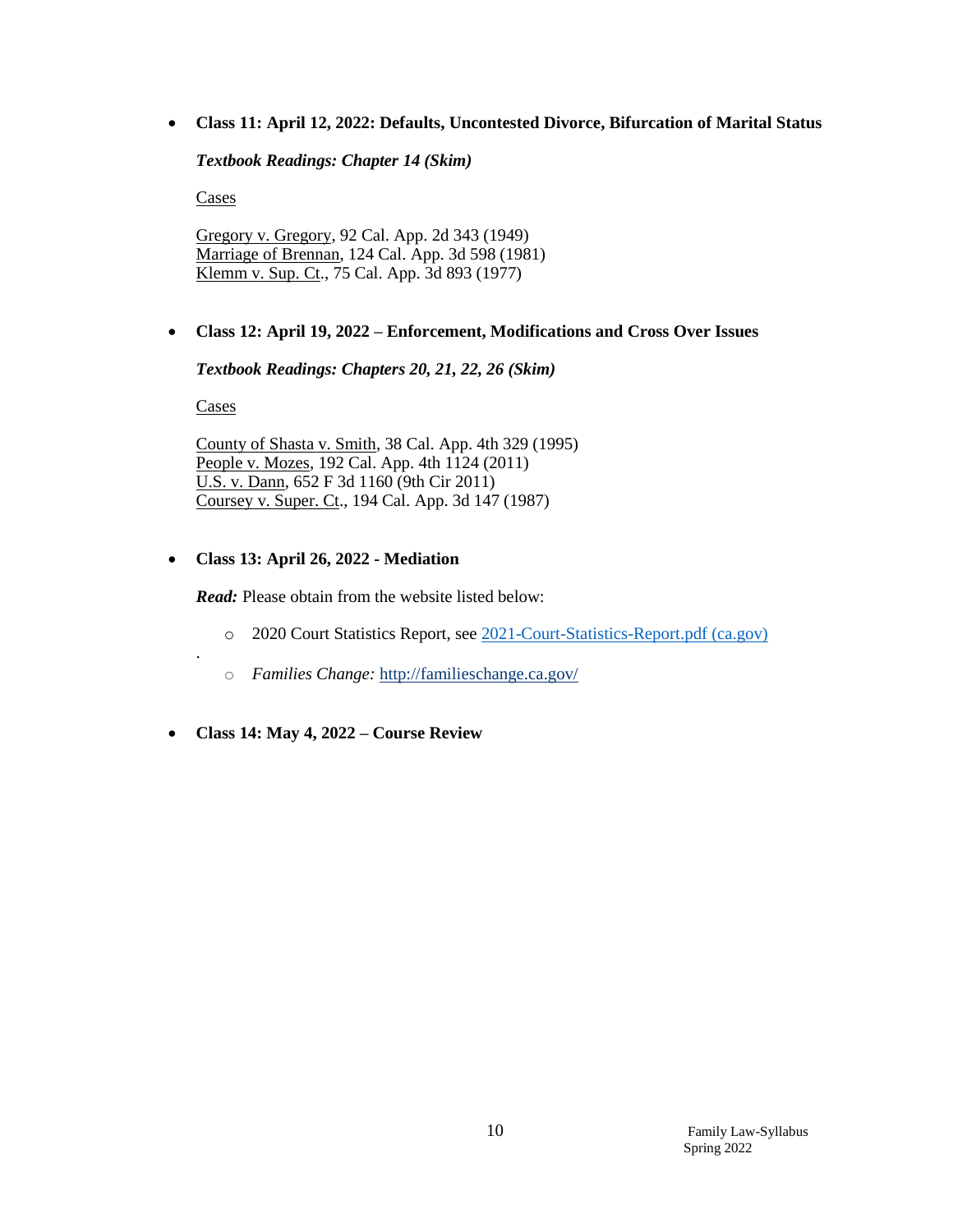- **Class 11: April 12, 2022: Defaults, Uncontested Divorce, Bifurcation of Marital Status**

  ***Textbook Readings: Chapter 14 (Skim)***

  Cases

  Gregory v. Gregory, 92 Cal. App. 2d 343 (1949)
  Marriage of Brennan, 124 Cal. App. 3d 598 (1981)
  Klemm v. Sup. Ct., 75 Cal. App. 3d 893 (1977)

- **Class 12: April 19, 2022 – Enforcement, Modifications and Cross Over Issues**

  ***Textbook Readings: Chapters 20, 21, 22, 26 (Skim)***

  Cases

  County of Shasta v. Smith, 38 Cal. App. 4th 329 (1995)
  People v. Mozes, 192 Cal. App. 4th 1124 (2011)
  U.S. v. Dann, 652 F 3d 1160 (9th Cir 2011)
  Coursey v. Super. Ct., 194 Cal. App. 3d 147 (1987)

- **Class 13: April 26, 2022 - Mediation**

  ***Read:*** Please obtain from the website listed below:

  - 2020 Court Statistics Report, see [2021-Court-Statistics-Report.pdf (ca.gov)](2021-Court-Statistics-Report.pdf (ca.gov))

  .

  - *Families Change:* http://familieschange.ca.gov/

- **Class 14: May 4, 2022 – Course Review**